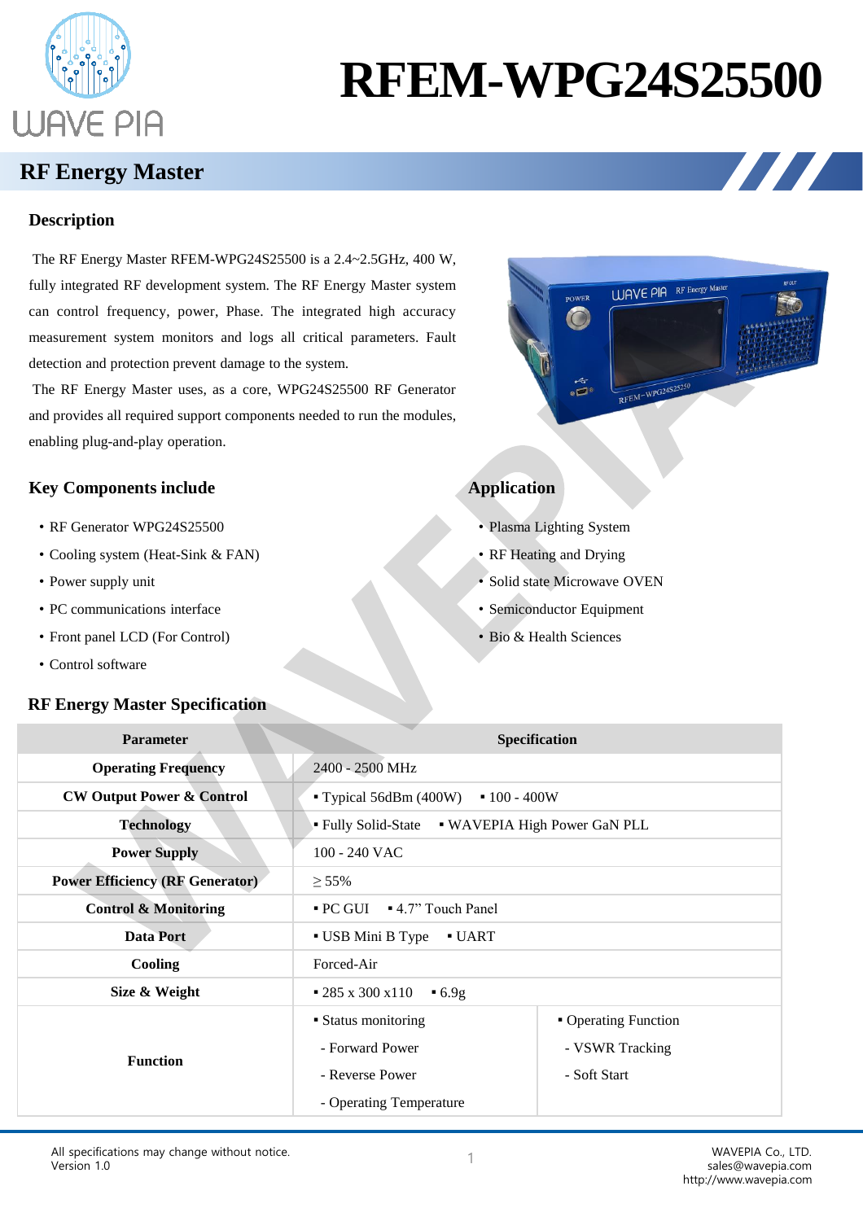# RFEM-WPG24S25500

## RF Energy Master

### Description

The RF Energy Master RFEM-WPG24S25500 is a 2.4~2.5GHz, 400 W, fully integrated RF development system. The RF Energy Master system can control frequency, power, Phase. The integrated high accuracy measurement system monitors and logs all critical parameters. Fault detection and protection prevent damage to the system.

The RF Energy Master uses, as a core, WPG24S25500 RF Generator and provides all required support components needed to run the modules, enabling plug-and-play operation.

### Key Components include

- RF Generator WPG24S25500
- Cooling system (Heat-Sink & FAN)
- Power supply unit
- PC communications interface
- Front panel LCD (For Control)
- Control software

### Application

- Plasma Lighting System
- RF Heating and Drying
- Solid state Microwave OVEN
- Semiconductor Equipment
- Bio & Health Sciences

### RF Energy Master Specification

| Parameter | Specification | |
|---|---|---|
| **Operating Frequency** | 2400 - 2500 MHz | |
| **CW Output Power & Control** | ▪ Typical 56dBm (400W) ▪ 100 - 400W | |
| **Technology** | ▪ Fully Solid-State ▪ WAVEPIA High Power GaN PLL | |
| **Power Supply** | 100 - 240 VAC | |
| **Power Efficiency (RF Generator)** | ≥ 55% | |
| **Control & Monitoring** | ▪ PC GUI ▪ 4.7" Touch Panel | |
| **Data Port** | ▪ USB Mini B Type ▪ UART | |
| **Cooling** | Forced-Air | |
| **Size & Weight** | ▪ 285 x 300 x110 ▪ 6.9g | |
| **Function** | ▪ Status monitoring<br>- Forward Power<br>- Reverse Power<br>- Operating Temperature | ▪ Operating Function<br>- VSWR Tracking<br>- Soft Start |

All specifications may change without notice.
Version 1.0

WAVEPIA Co., LTD.
sales@wavepia.com
http://www.wavepia.com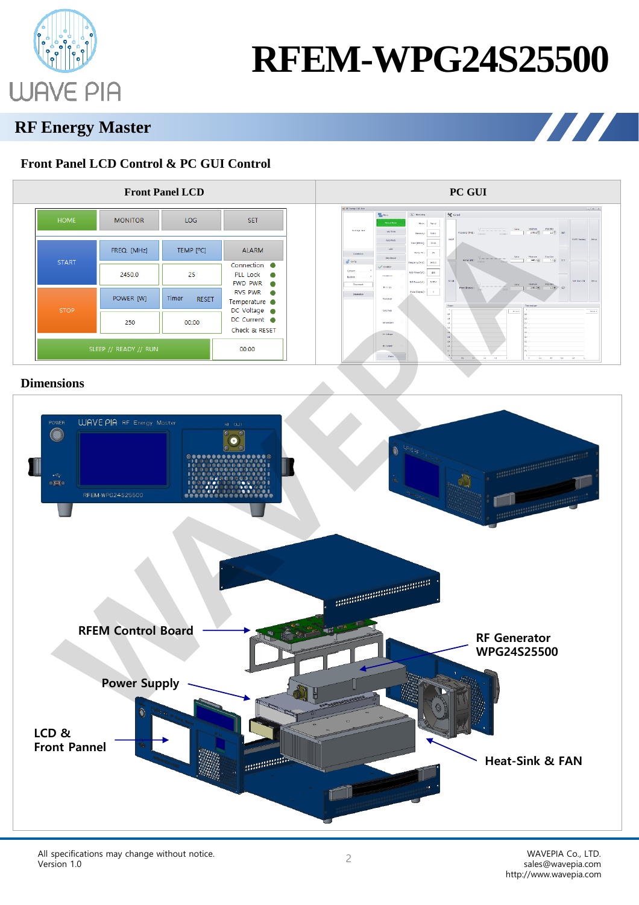# RFEM-WPG24S25500

## RF Energy Master

### Front Panel LCD Control & PC GUI Control

| Front Panel LCD | PC GUI |
|---|---|
| | |

| HOME | MONITOR | LOG | SET |
|---|---|---|---|
| START | FREQ. [MHz] | TEMP [ºC] | ALARM |
| | 2450.0 | 25 | Connection, PLL Lock, FWD PWR, RVS PWR, Temperature, DC Voltage, DC Current, Check & RESET |
| STOP | POWER [W] | Timer RESET | |
| | 250 | 00:00 | |
| SLEEP // READY // RUN | | | 00:00 |

### Dimensions

RFEM Control Board

RF Generator WPG24S25500

Power Supply

LCD & Front Pannel

Heat-Sink & FAN

All specifications may change without notice.
Version 1.0

WAVEPIA Co., LTD.
sales@wavepia.com
http://www.wavepia.com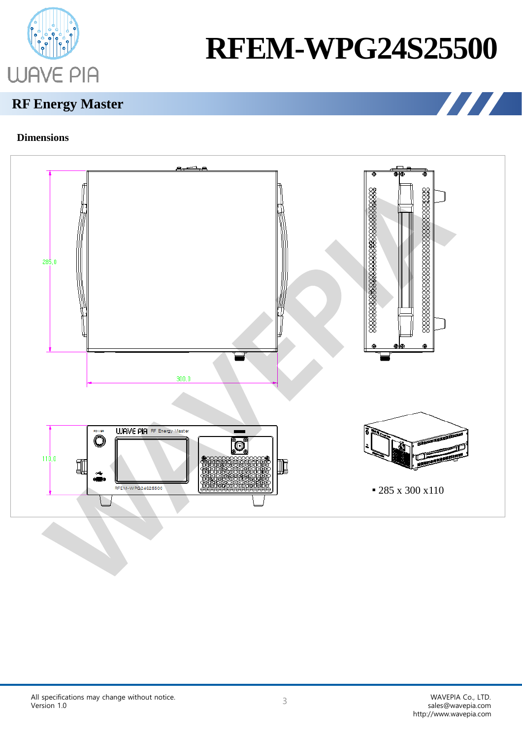# RFEM-WPG24S25500

## RF Energy Master

### Dimensions

285.0

300.0

110.0

▪ 285 x 300 x110